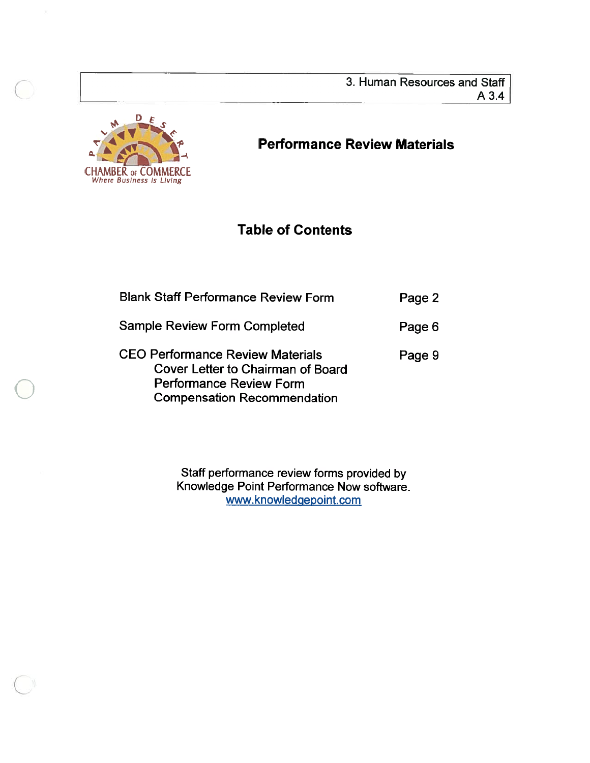3. Human Resources and Staff
A 3.4

PALM DESERT CHAMBER OF COMMERCE
*Where Business is Living*

# Performance Review Materials

## Table of Contents

| | |
|---|---|
| Blank Staff Performance Review Form | Page 2 |
| Sample Review Form Completed | Page 6 |
| CEO Performance Review Materials<br>Cover Letter to Chairman of Board<br>Performance Review Form<br>Compensation Recommendation | Page 9 |

Staff performance review forms provided by
Knowledge Point Performance Now software.
www.knowledgepoint.com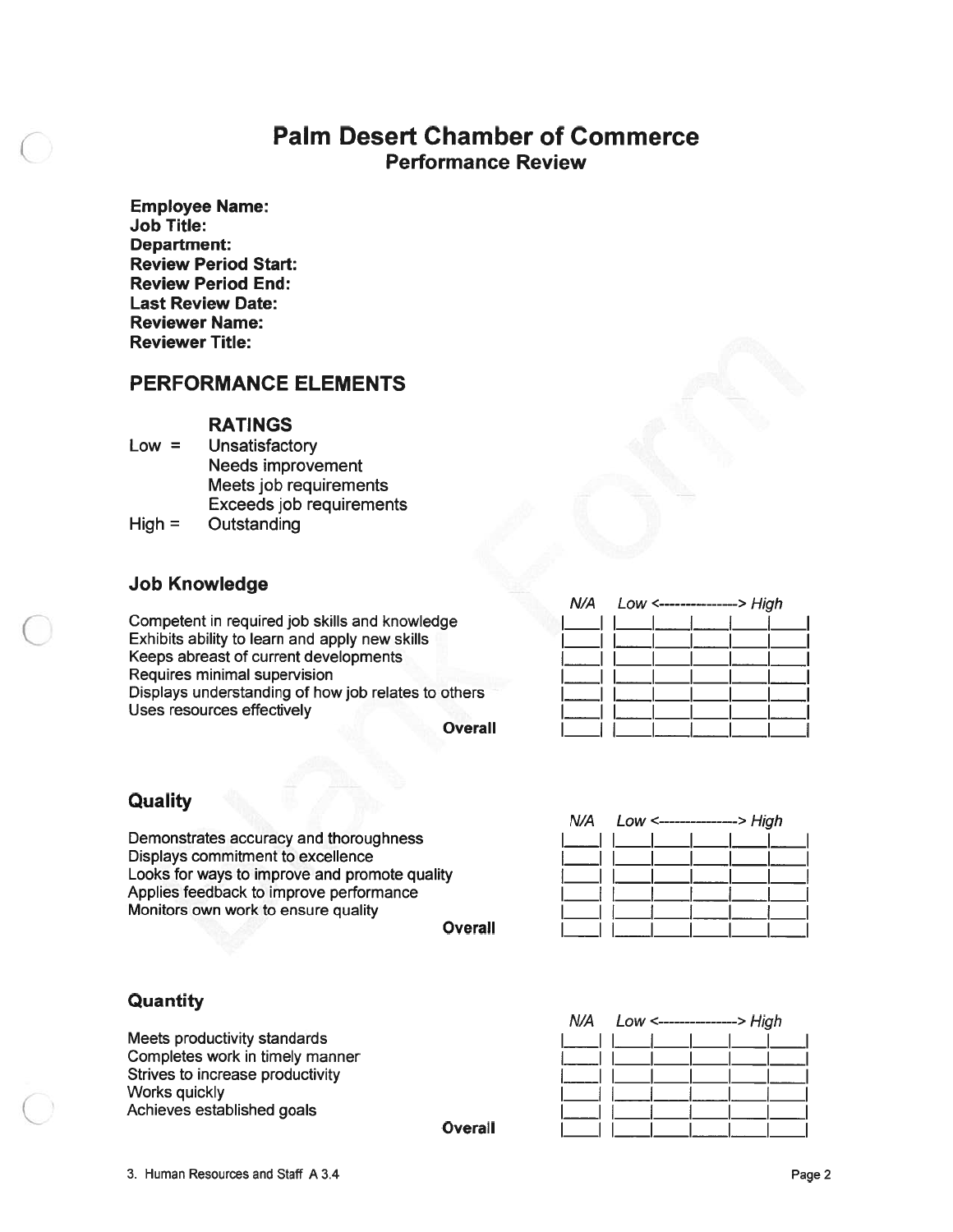# Palm Desert Chamber of Commerce

## Performance Review

**Employee Name:**
**Job Title:**
**Department:**
**Review Period Start:**
**Review Period End:**
**Last Review Date:**
**Reviewer Name:**
**Reviewer Title:**

## PERFORMANCE ELEMENTS

### RATINGS

Low = Unsatisfactory
Needs improvement
Meets job requirements
Exceeds job requirements
High = Outstanding

### Job Knowledge

| | *N/A* | *Low <---------------> High* | | | | |
|---|---|---|---|---|---|---|
| Competent in required job skills and knowledge | | | | | | |
| Exhibits ability to learn and apply new skills | | | | | | |
| Keeps abreast of current developments | | | | | | |
| Requires minimal supervision | | | | | | |
| Displays understanding of how job relates to others | | | | | | |
| Uses resources effectively | | | | | | |
| **Overall** | | | | | | |

### Quality

| | *N/A* | *Low <---------------> High* | | | | |
|---|---|---|---|---|---|---|
| Demonstrates accuracy and thoroughness | | | | | | |
| Displays commitment to excellence | | | | | | |
| Looks for ways to improve and promote quality | | | | | | |
| Applies feedback to improve performance | | | | | | |
| Monitors own work to ensure quality | | | | | | |
| **Overall** | | | | | | |

### Quantity

| | *N/A* | *Low <---------------> High* | | | | |
|---|---|---|---|---|---|---|
| Meets productivity standards | | | | | | |
| Completes work in timely manner | | | | | | |
| Strives to increase productivity | | | | | | |
| Works quickly | | | | | | |
| Achieves established goals | | | | | | |
| **Overall** | | | | | | |

3. Human Resources and Staff A 3.4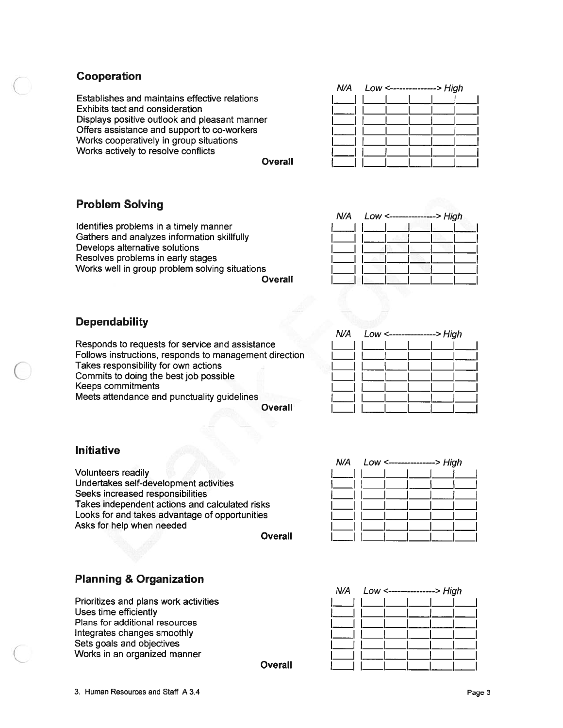## Cooperation

| | N/A | Low | | | | High |
|---|---|---|---|---|---|---|
| Establishes and maintains effective relations | | | | | | |
| Exhibits tact and consideration | | | | | | |
| Displays positive outlook and pleasant manner | | | | | | |
| Offers assistance and support to co-workers | | | | | | |
| Works cooperatively in group situations | | | | | | |
| Works actively to resolve conflicts | | | | | | |
| **Overall** | | | | | | |

## Problem Solving

| | N/A | Low | | | | High |
|---|---|---|---|---|---|---|
| Identifies problems in a timely manner | | | | | | |
| Gathers and analyzes information skillfully | | | | | | |
| Develops alternative solutions | | | | | | |
| Resolves problems in early stages | | | | | | |
| Works well in group problem solving situations | | | | | | |
| **Overall** | | | | | | |

## Dependability

| | N/A | Low | | | | High |
|---|---|---|---|---|---|---|
| Responds to requests for service and assistance | | | | | | |
| Follows instructions, responds to management direction | | | | | | |
| Takes responsibility for own actions | | | | | | |
| Commits to doing the best job possible | | | | | | |
| Keeps commitments | | | | | | |
| Meets attendance and punctuality guidelines | | | | | | |
| **Overall** | | | | | | |

## Initiative

| | N/A | Low | | | | High |
|---|---|---|---|---|---|---|
| Volunteers readily | | | | | | |
| Undertakes self-development activities | | | | | | |
| Seeks increased responsibilities | | | | | | |
| Takes independent actions and calculated risks | | | | | | |
| Looks for and takes advantage of opportunities | | | | | | |
| Asks for help when needed | | | | | | |
| **Overall** | | | | | | |

## Planning & Organization

| | N/A | Low | | | | High |
|---|---|---|---|---|---|---|
| Prioritizes and plans work activities | | | | | | |
| Uses time efficiently | | | | | | |
| Plans for additional resources | | | | | | |
| Integrates changes smoothly | | | | | | |
| Sets goals and objectives | | | | | | |
| Works in an organized manner | | | | | | |
| **Overall** | | | | | | |

3. Human Resources and Staff A 3.4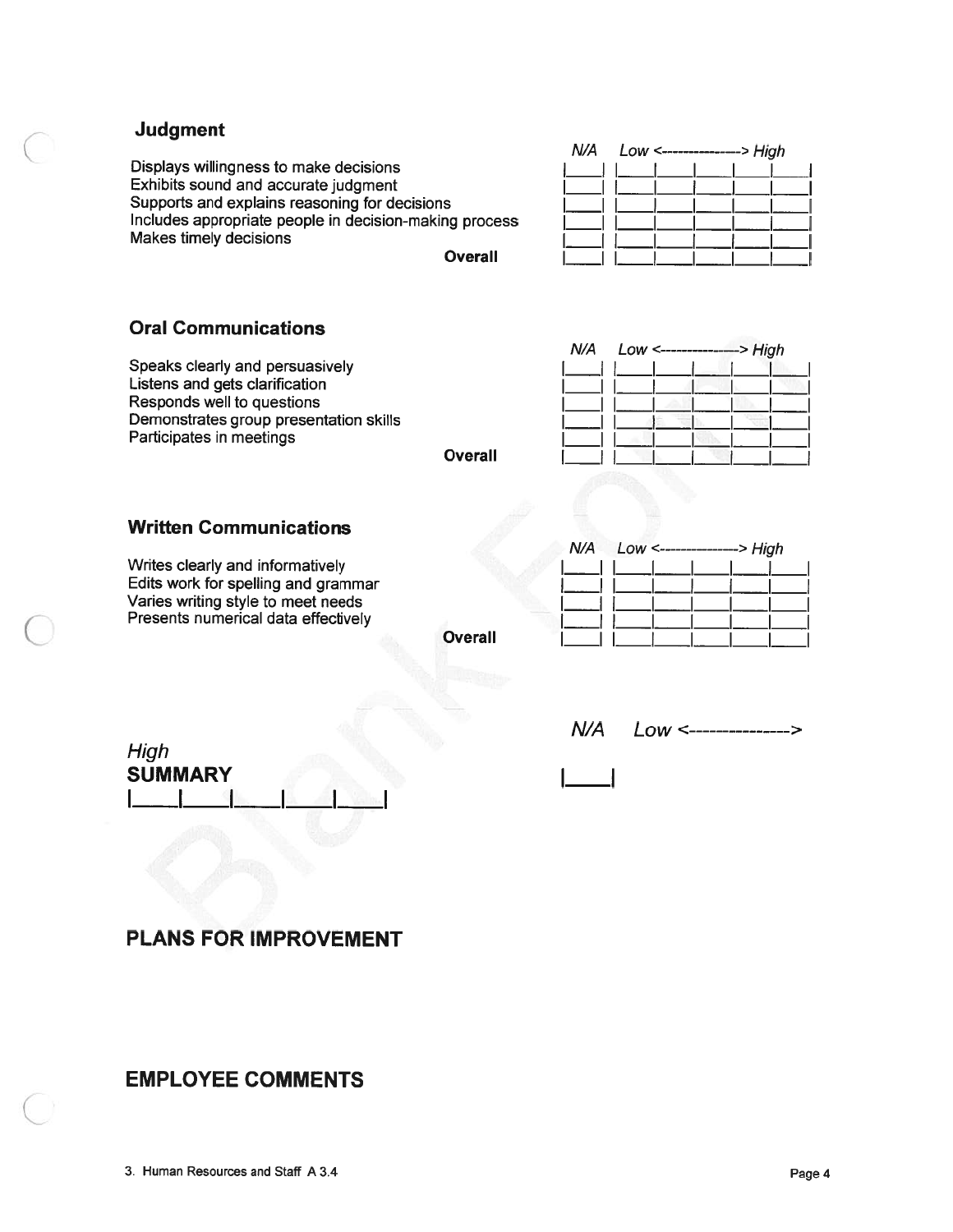## Judgment

| | N/A | Low | | | | High |
|---|---|---|---|---|---|---|
| Displays willingness to make decisions | | | | | | |
| Exhibits sound and accurate judgment | | | | | | |
| Supports and explains reasoning for decisions | | | | | | |
| Includes appropriate people in decision-making process | | | | | | |
| Makes timely decisions | | | | | | |
| **Overall** | | | | | | |

## Oral Communications

| | N/A | Low | | | | High |
|---|---|---|---|---|---|---|
| Speaks clearly and persuasively | | | | | | |
| Listens and gets clarification | | | | | | |
| Responds well to questions | | | | | | |
| Demonstrates group presentation skills | | | | | | |
| Participates in meetings | | | | | | |
| **Overall** | | | | | | |

## Written Communications

| | N/A | Low | | | | High |
|---|---|---|---|---|---|---|
| Writes clearly and informatively | | | | | | |
| Edits work for spelling and grammar | | | | | | |
| Varies writing style to meet needs | | | | | | |
| Presents numerical data effectively | | | | | | |
| **Overall** | | | | | | |

## SUMMARY

| | N/A | Low | | | | High |
|---|---|---|---|---|---|---|
| **SUMMARY** | | | | | | |

## PLANS FOR IMPROVEMENT

## EMPLOYEE COMMENTS

3. Human Resources and Staff A 3.4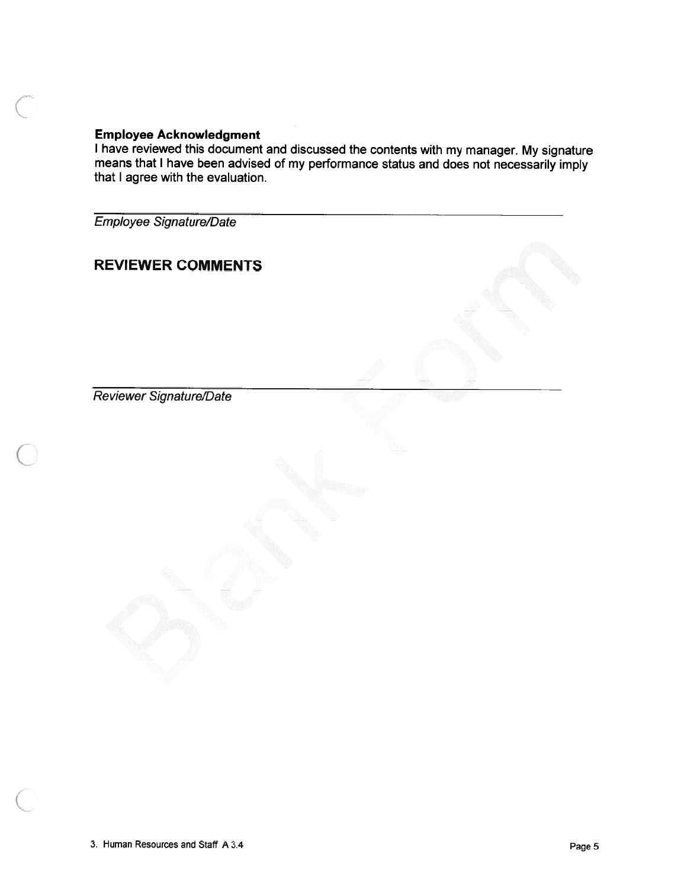**Employee Acknowledgment**
I have reviewed this document and discussed the contents with my manager. My signature means that I have been advised of my performance status and does not necessarily imply that I agree with the evaluation.

\_\_\_\_\_\_\_\_\_\_\_\_\_\_\_\_\_\_\_\_\_\_\_\_\_\_\_\_\_\_\_\_\_\_\_\_\_\_\_\_\_\_\_\_\_\_\_\_\_\_\_\_\_\_\_\_\_\_

*Employee Signature/Date*

## REVIEWER COMMENTS

\_\_\_\_\_\_\_\_\_\_\_\_\_\_\_\_\_\_\_\_\_\_\_\_\_\_\_\_\_\_\_\_\_\_\_\_\_\_\_\_\_\_\_\_\_\_\_\_\_\_\_\_\_\_\_\_\_\_

*Reviewer Signature/Date*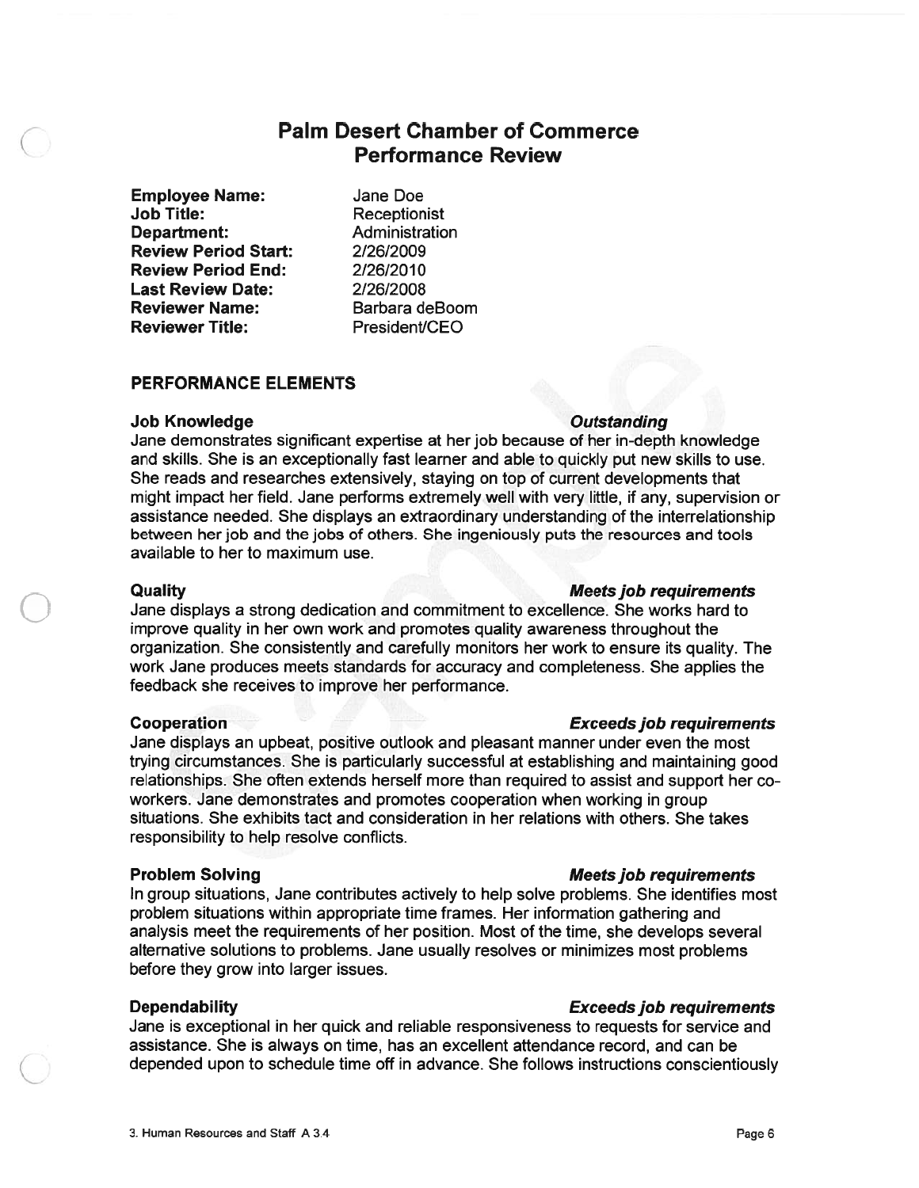# Palm Desert Chamber of Commerce
# Performance Review

**Employee Name:** Jane Doe
**Job Title:** Receptionist
**Department:** Administration
**Review Period Start:** 2/26/2009
**Review Period End:** 2/26/2010
**Last Review Date:** 2/26/2008
**Reviewer Name:** Barbara deBoom
**Reviewer Title:** President/CEO

## PERFORMANCE ELEMENTS

**Job Knowledge** — ***Outstanding***

Jane demonstrates significant expertise at her job because of her in-depth knowledge and skills. She is an exceptionally fast learner and able to quickly put new skills to use. She reads and researches extensively, staying on top of current developments that might impact her field. Jane performs extremely well with very little, if any, supervision or assistance needed. She displays an extraordinary understanding of the interrelationship between her job and the jobs of others. She ingeniously puts the resources and tools available to her to maximum use.

**Quality** — ***Meets job requirements***

Jane displays a strong dedication and commitment to excellence. She works hard to improve quality in her own work and promotes quality awareness throughout the organization. She consistently and carefully monitors her work to ensure its quality. The work Jane produces meets standards for accuracy and completeness. She applies the feedback she receives to improve her performance.

**Cooperation** — ***Exceeds job requirements***

Jane displays an upbeat, positive outlook and pleasant manner under even the most trying circumstances. She is particularly successful at establishing and maintaining good relationships. She often extends herself more than required to assist and support her co-workers. Jane demonstrates and promotes cooperation when working in group situations. She exhibits tact and consideration in her relations with others. She takes responsibility to help resolve conflicts.

**Problem Solving** — ***Meets job requirements***

In group situations, Jane contributes actively to help solve problems. She identifies most problem situations within appropriate time frames. Her information gathering and analysis meet the requirements of her position. Most of the time, she develops several alternative solutions to problems. Jane usually resolves or minimizes most problems before they grow into larger issues.

**Dependability** — ***Exceeds job requirements***

Jane is exceptional in her quick and reliable responsiveness to requests for service and assistance. She is always on time, has an excellent attendance record, and can be depended upon to schedule time off in advance. She follows instructions conscientiously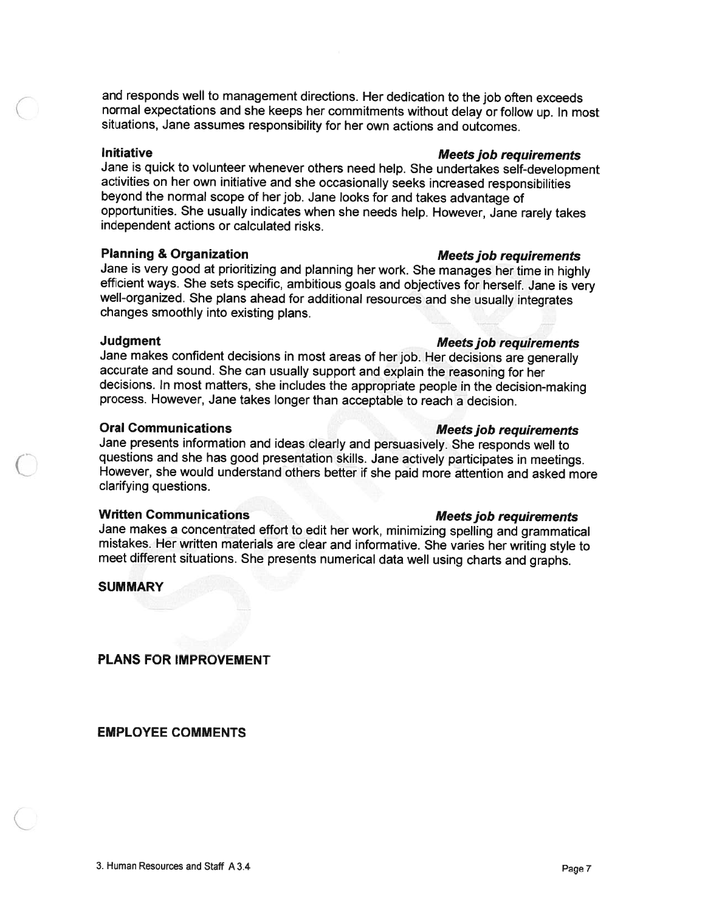and responds well to management directions. Her dedication to the job often exceeds normal expectations and she keeps her commitments without delay or follow up. In most situations, Jane assumes responsibility for her own actions and outcomes.

**Initiative** — ***Meets job requirements***

Jane is quick to volunteer whenever others need help. She undertakes self-development activities on her own initiative and she occasionally seeks increased responsibilities beyond the normal scope of her job. Jane looks for and takes advantage of opportunities. She usually indicates when she needs help. However, Jane rarely takes independent actions or calculated risks.

**Planning & Organization** — ***Meets job requirements***

Jane is very good at prioritizing and planning her work. She manages her time in highly efficient ways. She sets specific, ambitious goals and objectives for herself. Jane is very well-organized. She plans ahead for additional resources and she usually integrates changes smoothly into existing plans.

**Judgment** — ***Meets job requirements***

Jane makes confident decisions in most areas of her job. Her decisions are generally accurate and sound. She can usually support and explain the reasoning for her decisions. In most matters, she includes the appropriate people in the decision-making process. However, Jane takes longer than acceptable to reach a decision.

**Oral Communications** — ***Meets job requirements***

Jane presents information and ideas clearly and persuasively. She responds well to questions and she has good presentation skills. Jane actively participates in meetings. However, she would understand others better if she paid more attention and asked more clarifying questions.

**Written Communications** — ***Meets job requirements***

Jane makes a concentrated effort to edit her work, minimizing spelling and grammatical mistakes. Her written materials are clear and informative. She varies her writing style to meet different situations. She presents numerical data well using charts and graphs.

## SUMMARY

## PLANS FOR IMPROVEMENT

## EMPLOYEE COMMENTS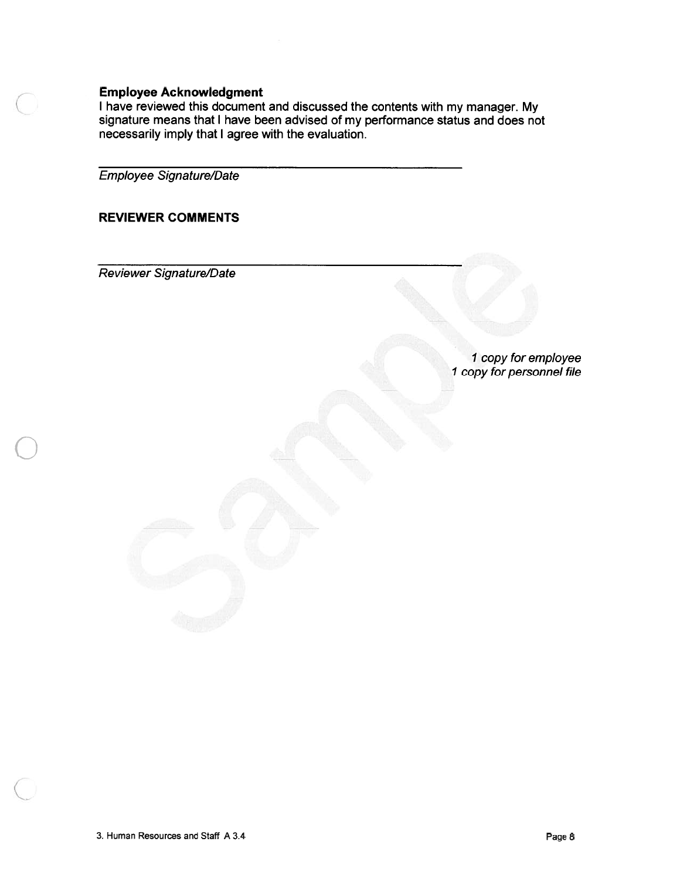**Employee Acknowledgment**

I have reviewed this document and discussed the contents with my manager. My signature means that I have been advised of my performance status and does not necessarily imply that I agree with the evaluation.

\_\_\_\_\_\_\_\_\_\_\_\_\_\_\_\_\_\_\_\_\_\_\_\_\_\_\_\_\_\_\_\_\_\_\_\_\_\_\_\_\_\_\_\_

*Employee Signature/Date*

**REVIEWER COMMENTS**

\_\_\_\_\_\_\_\_\_\_\_\_\_\_\_\_\_\_\_\_\_\_\_\_\_\_\_\_\_\_\_\_\_\_\_\_\_\_\_\_\_\_\_\_

*Reviewer Signature/Date*

*1 copy for employee*
*1 copy for personnel file*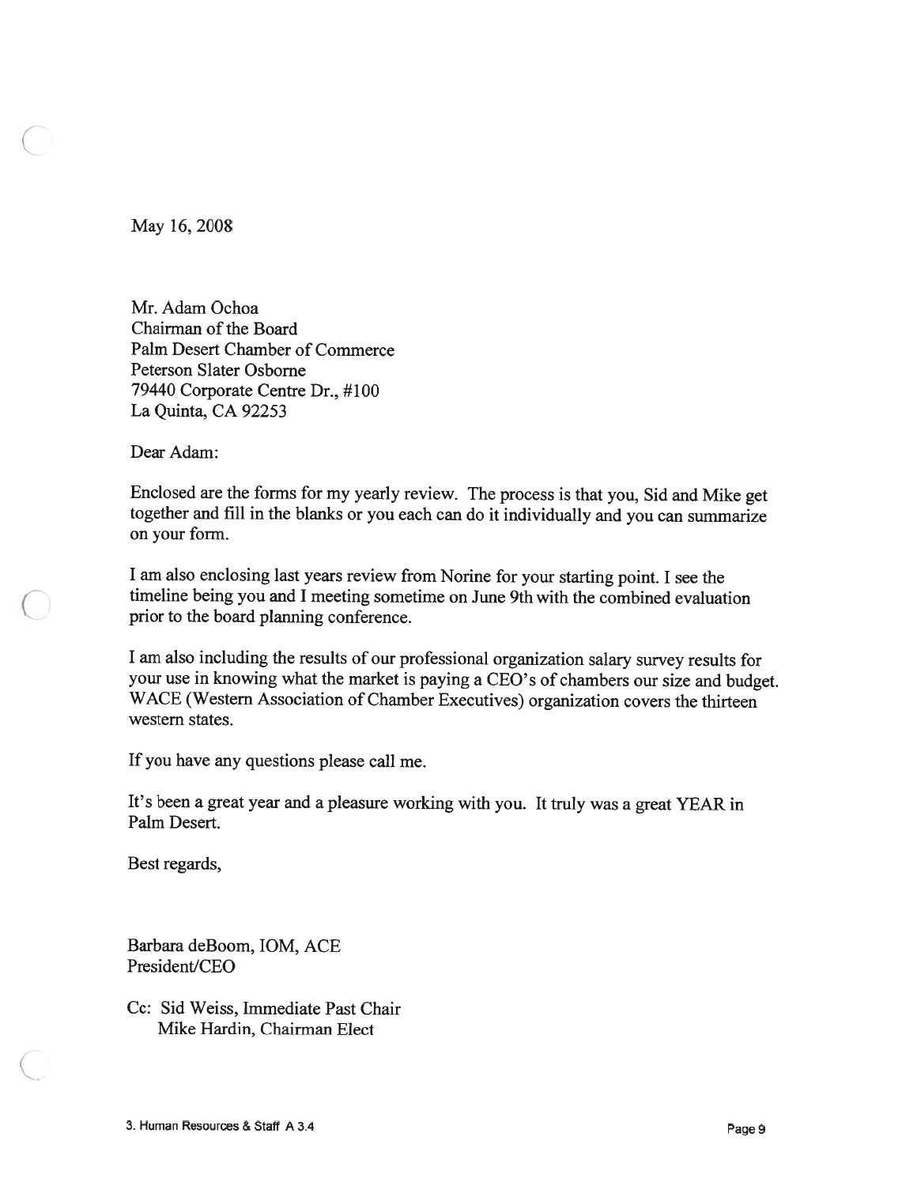May 16, 2008

Mr. Adam Ochoa
Chairman of the Board
Palm Desert Chamber of Commerce
Peterson Slater Osborne
79440 Corporate Centre Dr., #100
La Quinta, CA 92253

Dear Adam:

Enclosed are the forms for my yearly review. The process is that you, Sid and Mike get together and fill in the blanks or you each can do it individually and you can summarize on your form.

I am also enclosing last years review from Norine for your starting point. I see the timeline being you and I meeting sometime on June 9th with the combined evaluation prior to the board planning conference.

I am also including the results of our professional organization salary survey results for your use in knowing what the market is paying a CEO's of chambers our size and budget. WACE (Western Association of Chamber Executives) organization covers the thirteen western states.

If you have any questions please call me.

It's been a great year and a pleasure working with you. It truly was a great YEAR in Palm Desert.

Best regards,

Barbara deBoom, IOM, ACE
President/CEO

Cc: Sid Weiss, Immediate Past Chair
Mike Hardin, Chairman Elect

3. Human Resources & Staff A 3.4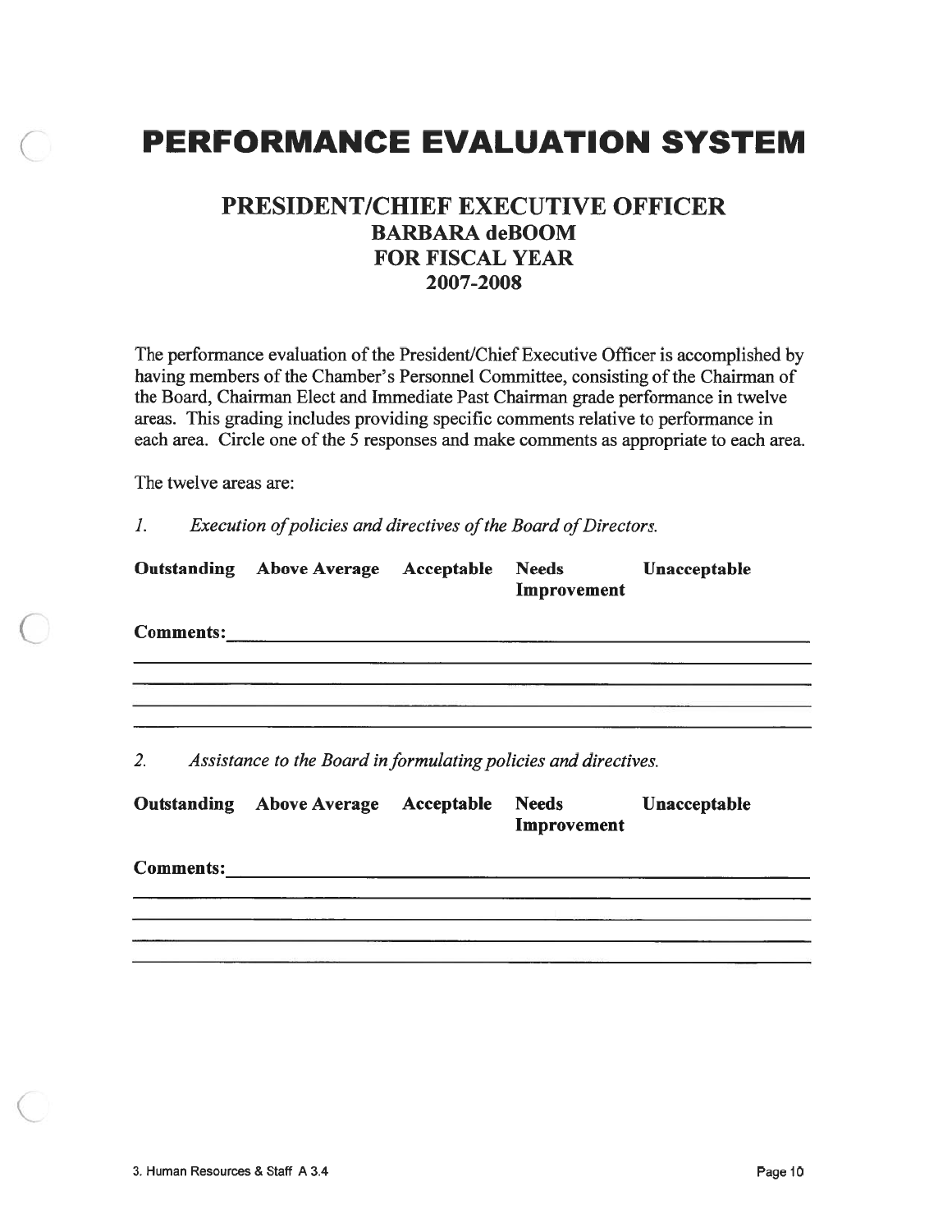# PERFORMANCE EVALUATION SYSTEM

## PRESIDENT/CHIEF EXECUTIVE OFFICER
### BARBARA deBOOM
### FOR FISCAL YEAR
### 2007-2008

The performance evaluation of the President/Chief Executive Officer is accomplished by having members of the Chamber's Personnel Committee, consisting of the Chairman of the Board, Chairman Elect and Immediate Past Chairman grade performance in twelve areas. This grading includes providing specific comments relative to performance in each area. Circle one of the 5 responses and make comments as appropriate to each area.

The twelve areas are:

1. *Execution of policies and directives of the Board of Directors.*

**Outstanding** **Above Average** **Acceptable** **Needs Improvement** **Unacceptable**

**Comments:** ____________________________________________

____________________________________________

____________________________________________

____________________________________________

____________________________________________

2. *Assistance to the Board in formulating policies and directives.*

**Outstanding** **Above Average** **Acceptable** **Needs Improvement** **Unacceptable**

**Comments:** ____________________________________________

____________________________________________

____________________________________________

____________________________________________

____________________________________________

3. Human Resources & Staff A 3.4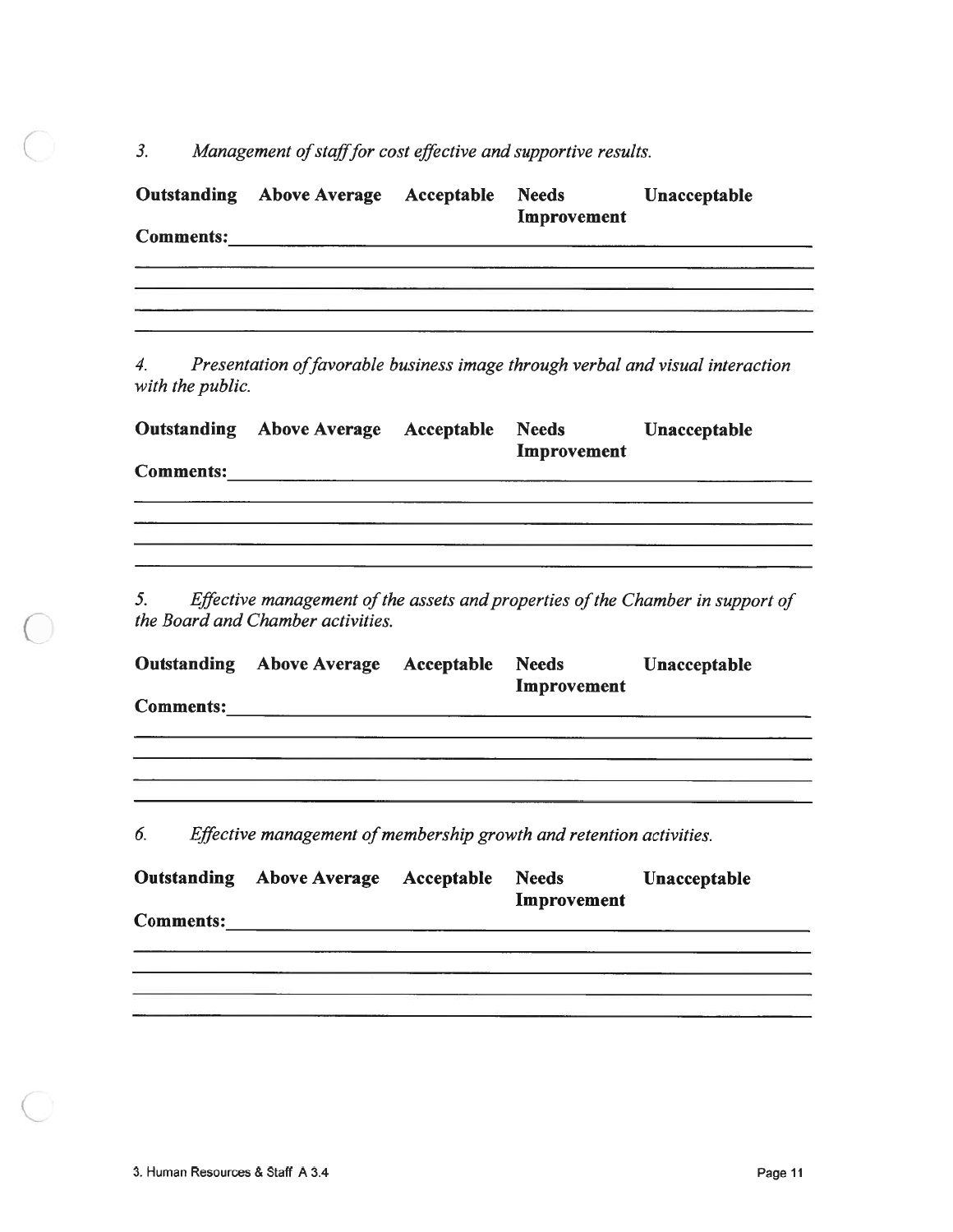3. *Management of staff for cost effective and supportive results.*

| Outstanding | Above Average | Acceptable | Needs Improvement | Unacceptable |
|---|---|---|---|---|

**Comments:**\_\_\_\_\_\_\_\_\_\_\_\_\_\_\_\_\_\_\_\_\_\_\_\_\_\_\_\_\_\_\_\_\_\_\_\_\_\_\_\_\_\_\_\_\_\_\_\_\_\_\_\_\_\_\_\_\_\_\_\_

4. *Presentation of favorable business image through verbal and visual interaction with the public.*

| Outstanding | Above Average | Acceptable | Needs Improvement | Unacceptable |
|---|---|---|---|---|

**Comments:**\_\_\_\_\_\_\_\_\_\_\_\_\_\_\_\_\_\_\_\_\_\_\_\_\_\_\_\_\_\_\_\_\_\_\_\_\_\_\_\_\_\_\_\_\_\_\_\_\_\_\_\_\_\_\_\_\_\_\_\_

5. *Effective management of the assets and properties of the Chamber in support of the Board and Chamber activities.*

| Outstanding | Above Average | Acceptable | Needs Improvement | Unacceptable |
|---|---|---|---|---|

**Comments:**\_\_\_\_\_\_\_\_\_\_\_\_\_\_\_\_\_\_\_\_\_\_\_\_\_\_\_\_\_\_\_\_\_\_\_\_\_\_\_\_\_\_\_\_\_\_\_\_\_\_\_\_\_\_\_\_\_\_\_\_

6. *Effective management of membership growth and retention activities.*

| Outstanding | Above Average | Acceptable | Needs Improvement | Unacceptable |
|---|---|---|---|---|

**Comments:**\_\_\_\_\_\_\_\_\_\_\_\_\_\_\_\_\_\_\_\_\_\_\_\_\_\_\_\_\_\_\_\_\_\_\_\_\_\_\_\_\_\_\_\_\_\_\_\_\_\_\_\_\_\_\_\_\_\_\_\_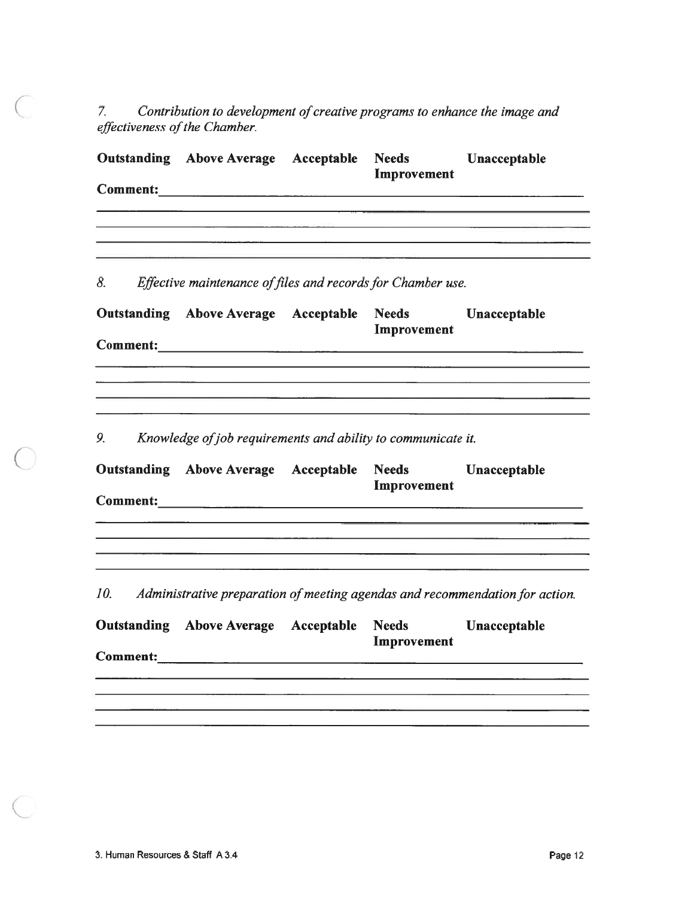*7. Contribution to development of creative programs to enhance the image and effectiveness of the Chamber.*

| **Outstanding** | **Above Average** | **Acceptable** | **Needs Improvement** | **Unacceptable** |
|---|---|---|---|---|

**Comment:**\_\_\_\_\_\_\_\_\_\_\_\_\_\_\_\_\_\_\_\_\_\_\_\_\_\_\_\_\_\_\_\_\_\_\_\_\_\_\_\_\_\_\_\_\_\_\_\_\_\_\_\_\_\_\_\_

\_\_\_\_\_\_\_\_\_\_\_\_\_\_\_\_\_\_\_\_\_\_\_\_\_\_\_\_\_\_\_\_\_\_\_\_\_\_\_\_\_\_\_\_\_\_\_\_\_\_\_\_\_\_\_\_\_\_\_\_\_\_\_\_\_\_

\_\_\_\_\_\_\_\_\_\_\_\_\_\_\_\_\_\_\_\_\_\_\_\_\_\_\_\_\_\_\_\_\_\_\_\_\_\_\_\_\_\_\_\_\_\_\_\_\_\_\_\_\_\_\_\_\_\_\_\_\_\_\_\_\_\_

\_\_\_\_\_\_\_\_\_\_\_\_\_\_\_\_\_\_\_\_\_\_\_\_\_\_\_\_\_\_\_\_\_\_\_\_\_\_\_\_\_\_\_\_\_\_\_\_\_\_\_\_\_\_\_\_\_\_\_\_\_\_\_\_\_\_

\_\_\_\_\_\_\_\_\_\_\_\_\_\_\_\_\_\_\_\_\_\_\_\_\_\_\_\_\_\_\_\_\_\_\_\_\_\_\_\_\_\_\_\_\_\_\_\_\_\_\_\_\_\_\_\_\_\_\_\_\_\_\_\_\_\_

*8. Effective maintenance of files and records for Chamber use.*

| **Outstanding** | **Above Average** | **Acceptable** | **Needs Improvement** | **Unacceptable** |
|---|---|---|---|---|

**Comment:**\_\_\_\_\_\_\_\_\_\_\_\_\_\_\_\_\_\_\_\_\_\_\_\_\_\_\_\_\_\_\_\_\_\_\_\_\_\_\_\_\_\_\_\_\_\_\_\_\_\_\_\_\_\_\_\_

\_\_\_\_\_\_\_\_\_\_\_\_\_\_\_\_\_\_\_\_\_\_\_\_\_\_\_\_\_\_\_\_\_\_\_\_\_\_\_\_\_\_\_\_\_\_\_\_\_\_\_\_\_\_\_\_\_\_\_\_\_\_\_\_\_\_

\_\_\_\_\_\_\_\_\_\_\_\_\_\_\_\_\_\_\_\_\_\_\_\_\_\_\_\_\_\_\_\_\_\_\_\_\_\_\_\_\_\_\_\_\_\_\_\_\_\_\_\_\_\_\_\_\_\_\_\_\_\_\_\_\_\_

\_\_\_\_\_\_\_\_\_\_\_\_\_\_\_\_\_\_\_\_\_\_\_\_\_\_\_\_\_\_\_\_\_\_\_\_\_\_\_\_\_\_\_\_\_\_\_\_\_\_\_\_\_\_\_\_\_\_\_\_\_\_\_\_\_\_

\_\_\_\_\_\_\_\_\_\_\_\_\_\_\_\_\_\_\_\_\_\_\_\_\_\_\_\_\_\_\_\_\_\_\_\_\_\_\_\_\_\_\_\_\_\_\_\_\_\_\_\_\_\_\_\_\_\_\_\_\_\_\_\_\_\_

*9. Knowledge of job requirements and ability to communicate it.*

| **Outstanding** | **Above Average** | **Acceptable** | **Needs Improvement** | **Unacceptable** |
|---|---|---|---|---|

**Comment:**\_\_\_\_\_\_\_\_\_\_\_\_\_\_\_\_\_\_\_\_\_\_\_\_\_\_\_\_\_\_\_\_\_\_\_\_\_\_\_\_\_\_\_\_\_\_\_\_\_\_\_\_\_\_\_\_

\_\_\_\_\_\_\_\_\_\_\_\_\_\_\_\_\_\_\_\_\_\_\_\_\_\_\_\_\_\_\_\_\_\_\_\_\_\_\_\_\_\_\_\_\_\_\_\_\_\_\_\_\_\_\_\_\_\_\_\_\_\_\_\_\_\_

\_\_\_\_\_\_\_\_\_\_\_\_\_\_\_\_\_\_\_\_\_\_\_\_\_\_\_\_\_\_\_\_\_\_\_\_\_\_\_\_\_\_\_\_\_\_\_\_\_\_\_\_\_\_\_\_\_\_\_\_\_\_\_\_\_\_

\_\_\_\_\_\_\_\_\_\_\_\_\_\_\_\_\_\_\_\_\_\_\_\_\_\_\_\_\_\_\_\_\_\_\_\_\_\_\_\_\_\_\_\_\_\_\_\_\_\_\_\_\_\_\_\_\_\_\_\_\_\_\_\_\_\_

\_\_\_\_\_\_\_\_\_\_\_\_\_\_\_\_\_\_\_\_\_\_\_\_\_\_\_\_\_\_\_\_\_\_\_\_\_\_\_\_\_\_\_\_\_\_\_\_\_\_\_\_\_\_\_\_\_\_\_\_\_\_\_\_\_\_

*10. Administrative preparation of meeting agendas and recommendation for action.*

| **Outstanding** | **Above Average** | **Acceptable** | **Needs Improvement** | **Unacceptable** |
|---|---|---|---|---|

**Comment:**\_\_\_\_\_\_\_\_\_\_\_\_\_\_\_\_\_\_\_\_\_\_\_\_\_\_\_\_\_\_\_\_\_\_\_\_\_\_\_\_\_\_\_\_\_\_\_\_\_\_\_\_\_\_\_\_

\_\_\_\_\_\_\_\_\_\_\_\_\_\_\_\_\_\_\_\_\_\_\_\_\_\_\_\_\_\_\_\_\_\_\_\_\_\_\_\_\_\_\_\_\_\_\_\_\_\_\_\_\_\_\_\_\_\_\_\_\_\_\_\_\_\_

\_\_\_\_\_\_\_\_\_\_\_\_\_\_\_\_\_\_\_\_\_\_\_\_\_\_\_\_\_\_\_\_\_\_\_\_\_\_\_\_\_\_\_\_\_\_\_\_\_\_\_\_\_\_\_\_\_\_\_\_\_\_\_\_\_\_

\_\_\_\_\_\_\_\_\_\_\_\_\_\_\_\_\_\_\_\_\_\_\_\_\_\_\_\_\_\_\_\_\_\_\_\_\_\_\_\_\_\_\_\_\_\_\_\_\_\_\_\_\_\_\_\_\_\_\_\_\_\_\_\_\_\_

\_\_\_\_\_\_\_\_\_\_\_\_\_\_\_\_\_\_\_\_\_\_\_\_\_\_\_\_\_\_\_\_\_\_\_\_\_\_\_\_\_\_\_\_\_\_\_\_\_\_\_\_\_\_\_\_\_\_\_\_\_\_\_\_\_\_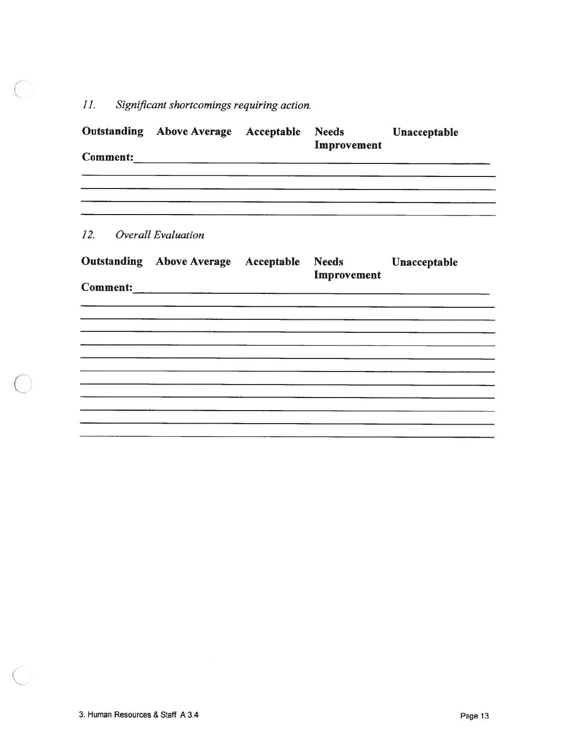*11. Significant shortcomings requiring action.*

| **Outstanding** | **Above Average** | **Acceptable** | **Needs Improvement** | **Unacceptable** |
|---|---|---|---|---|

**Comment:**\_\_\_\_\_\_\_\_\_\_\_\_\_\_\_\_\_\_\_\_\_\_\_\_\_\_\_\_\_\_\_\_\_\_\_\_\_\_\_\_\_\_\_\_

\_\_\_\_\_\_\_\_\_\_\_\_\_\_\_\_\_\_\_\_\_\_\_\_\_\_\_\_\_\_\_\_\_\_\_\_\_\_\_\_\_\_\_\_\_\_\_\_\_\_

\_\_\_\_\_\_\_\_\_\_\_\_\_\_\_\_\_\_\_\_\_\_\_\_\_\_\_\_\_\_\_\_\_\_\_\_\_\_\_\_\_\_\_\_\_\_\_\_\_\_

\_\_\_\_\_\_\_\_\_\_\_\_\_\_\_\_\_\_\_\_\_\_\_\_\_\_\_\_\_\_\_\_\_\_\_\_\_\_\_\_\_\_\_\_\_\_\_\_\_\_

\_\_\_\_\_\_\_\_\_\_\_\_\_\_\_\_\_\_\_\_\_\_\_\_\_\_\_\_\_\_\_\_\_\_\_\_\_\_\_\_\_\_\_\_\_\_\_\_\_\_

*12. Overall Evaluation*

| **Outstanding** | **Above Average** | **Acceptable** | **Needs Improvement** | **Unacceptable** |
|---|---|---|---|---|

**Comment:**\_\_\_\_\_\_\_\_\_\_\_\_\_\_\_\_\_\_\_\_\_\_\_\_\_\_\_\_\_\_\_\_\_\_\_\_\_\_\_\_\_\_\_\_

\_\_\_\_\_\_\_\_\_\_\_\_\_\_\_\_\_\_\_\_\_\_\_\_\_\_\_\_\_\_\_\_\_\_\_\_\_\_\_\_\_\_\_\_\_\_\_\_\_\_

\_\_\_\_\_\_\_\_\_\_\_\_\_\_\_\_\_\_\_\_\_\_\_\_\_\_\_\_\_\_\_\_\_\_\_\_\_\_\_\_\_\_\_\_\_\_\_\_\_\_

\_\_\_\_\_\_\_\_\_\_\_\_\_\_\_\_\_\_\_\_\_\_\_\_\_\_\_\_\_\_\_\_\_\_\_\_\_\_\_\_\_\_\_\_\_\_\_\_\_\_

\_\_\_\_\_\_\_\_\_\_\_\_\_\_\_\_\_\_\_\_\_\_\_\_\_\_\_\_\_\_\_\_\_\_\_\_\_\_\_\_\_\_\_\_\_\_\_\_\_\_

\_\_\_\_\_\_\_\_\_\_\_\_\_\_\_\_\_\_\_\_\_\_\_\_\_\_\_\_\_\_\_\_\_\_\_\_\_\_\_\_\_\_\_\_\_\_\_\_\_\_

\_\_\_\_\_\_\_\_\_\_\_\_\_\_\_\_\_\_\_\_\_\_\_\_\_\_\_\_\_\_\_\_\_\_\_\_\_\_\_\_\_\_\_\_\_\_\_\_\_\_

\_\_\_\_\_\_\_\_\_\_\_\_\_\_\_\_\_\_\_\_\_\_\_\_\_\_\_\_\_\_\_\_\_\_\_\_\_\_\_\_\_\_\_\_\_\_\_\_\_\_

\_\_\_\_\_\_\_\_\_\_\_\_\_\_\_\_\_\_\_\_\_\_\_\_\_\_\_\_\_\_\_\_\_\_\_\_\_\_\_\_\_\_\_\_\_\_\_\_\_\_

\_\_\_\_\_\_\_\_\_\_\_\_\_\_\_\_\_\_\_\_\_\_\_\_\_\_\_\_\_\_\_\_\_\_\_\_\_\_\_\_\_\_\_\_\_\_\_\_\_\_

\_\_\_\_\_\_\_\_\_\_\_\_\_\_\_\_\_\_\_\_\_\_\_\_\_\_\_\_\_\_\_\_\_\_\_\_\_\_\_\_\_\_\_\_\_\_\_\_\_\_

\_\_\_\_\_\_\_\_\_\_\_\_\_\_\_\_\_\_\_\_\_\_\_\_\_\_\_\_\_\_\_\_\_\_\_\_\_\_\_\_\_\_\_\_\_\_\_\_\_\_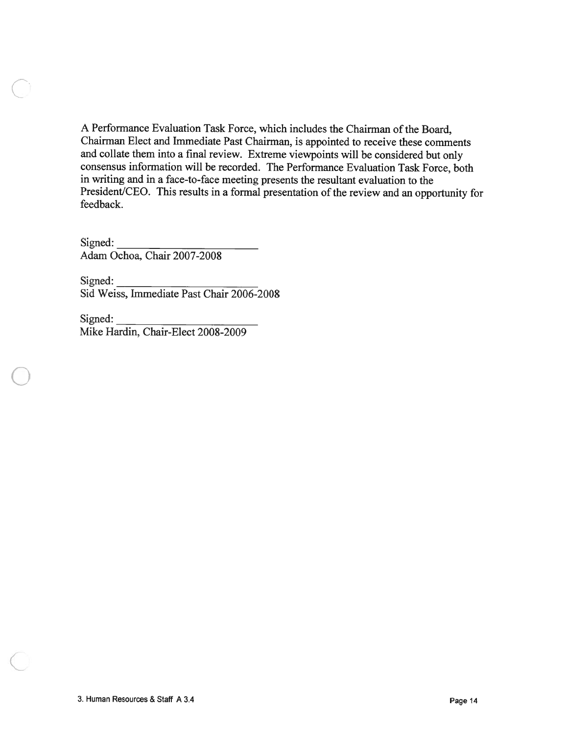A Performance Evaluation Task Force, which includes the Chairman of the Board, Chairman Elect and Immediate Past Chairman, is appointed to receive these comments and collate them into a final review. Extreme viewpoints will be considered but only consensus information will be recorded. The Performance Evaluation Task Force, both in writing and in a face-to-face meeting presents the resultant evaluation to the President/CEO. This results in a formal presentation of the review and an opportunity for feedback.

Signed: ______________________
Adam Ochoa, Chair 2007-2008

Signed: ______________________
Sid Weiss, Immediate Past Chair 2006-2008

Signed: ______________________
Mike Hardin, Chair-Elect 2008-2009

3. Human Resources & Staff A 3.4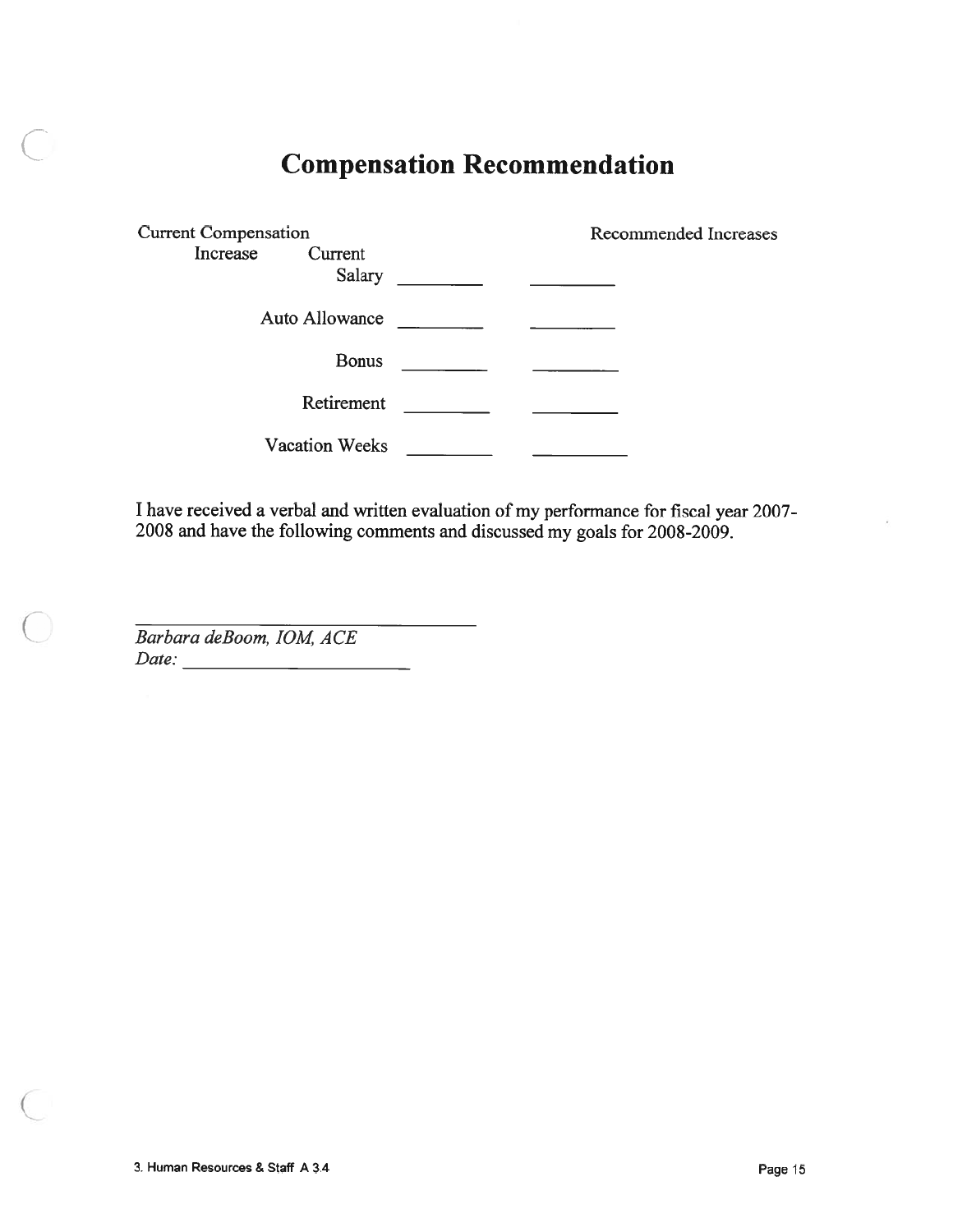# Compensation Recommendation

| Current Compensation | | Recommended Increases |
|---|---|---|
| Increase Current | | |
| Salary | _________ | _________ |
| Auto Allowance | _________ | _________ |
| Bonus | _________ | _________ |
| Retirement | _________ | _________ |
| Vacation Weeks | _________ | _________ |

I have received a verbal and written evaluation of my performance for fiscal year 2007-2008 and have the following comments and discussed my goals for 2008-2009.

___________________________________

*Barbara deBoom, IOM, ACE*

*Date:* ________________________